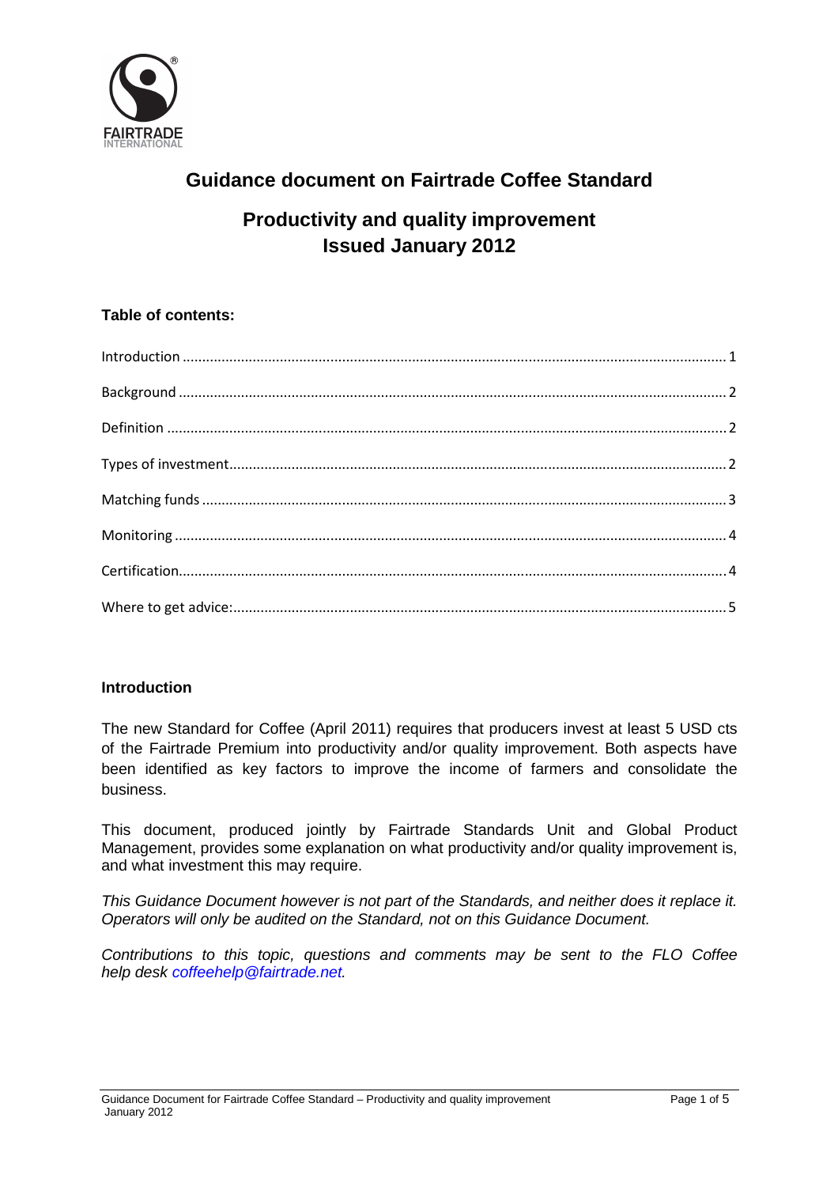# Guidance document on Fairtrade Coffee Standard

## Productivity and quality improvement
## Issued January 2012

**Table of contents:**

Introduction ..... 1

Background ..... 2

Definition ..... 2

Types of investment ..... 2

Matching funds ..... 3

Monitoring ..... 4

Certification ..... 4

Where to get advice: ..... 5

### Introduction

The new Standard for Coffee (April 2011) requires that producers invest at least 5 USD cts of the Fairtrade Premium into productivity and/or quality improvement. Both aspects have been identified as key factors to improve the income of farmers and consolidate the business.

This document, produced jointly by Fairtrade Standards Unit and Global Product Management, provides some explanation on what productivity and/or quality improvement is, and what investment this may require.

*This Guidance Document however is not part of the Standards, and neither does it replace it. Operators will only be audited on the Standard, not on this Guidance Document.*

*Contributions to this topic, questions and comments may be sent to the FLO Coffee help desk coffeehelp@fairtrade.net.*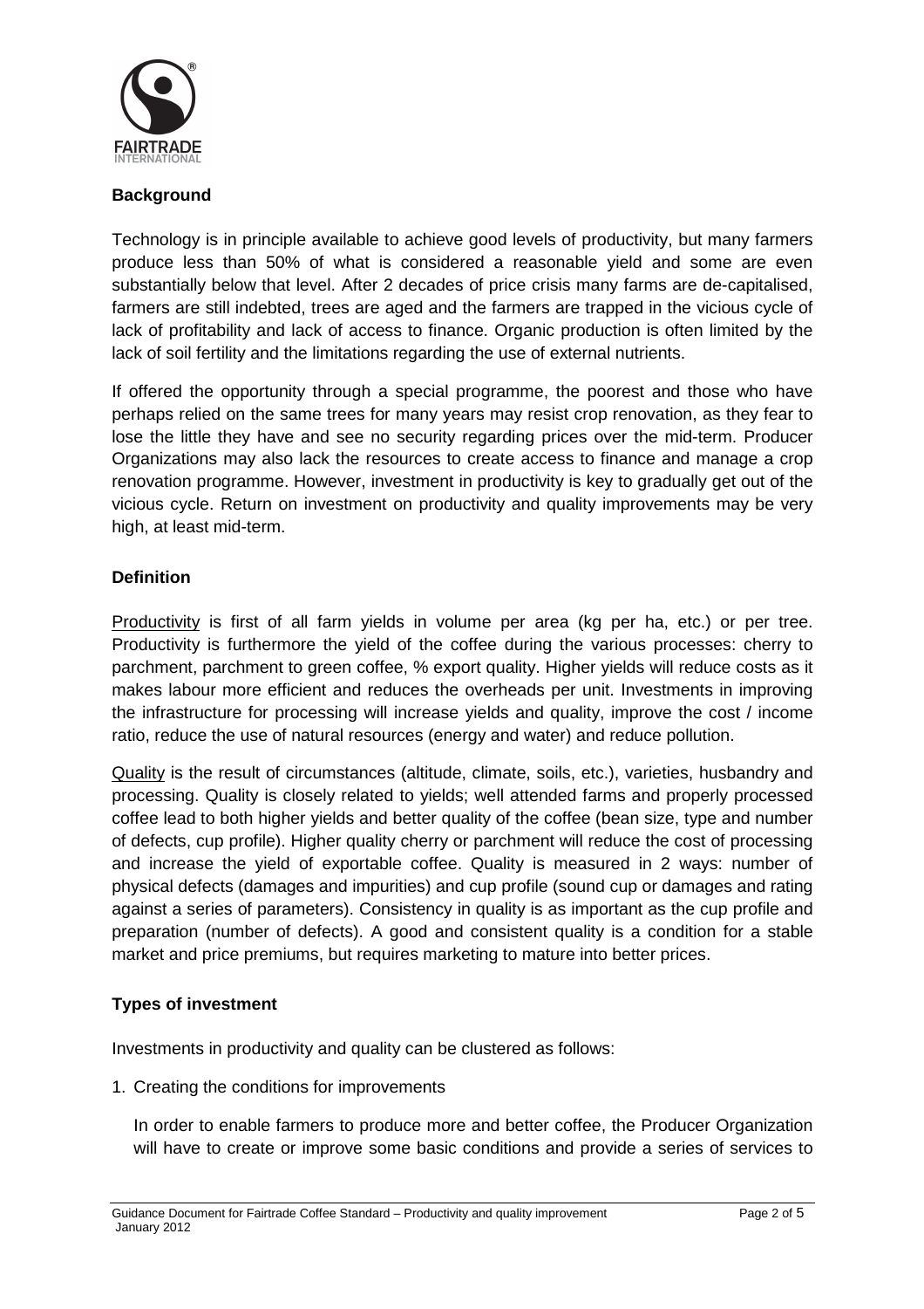## Background

Technology is in principle available to achieve good levels of productivity, but many farmers produce less than 50% of what is considered a reasonable yield and some are even substantially below that level. After 2 decades of price crisis many farms are de-capitalised, farmers are still indebted, trees are aged and the farmers are trapped in the vicious cycle of lack of profitability and lack of access to finance. Organic production is often limited by the lack of soil fertility and the limitations regarding the use of external nutrients.

If offered the opportunity through a special programme, the poorest and those who have perhaps relied on the same trees for many years may resist crop renovation, as they fear to lose the little they have and see no security regarding prices over the mid-term. Producer Organizations may also lack the resources to create access to finance and manage a crop renovation programme. However, investment in productivity is key to gradually get out of the vicious cycle. Return on investment on productivity and quality improvements may be very high, at least mid-term.

## Definition

Productivity is first of all farm yields in volume per area (kg per ha, etc.) or per tree. Productivity is furthermore the yield of the coffee during the various processes: cherry to parchment, parchment to green coffee, % export quality. Higher yields will reduce costs as it makes labour more efficient and reduces the overheads per unit. Investments in improving the infrastructure for processing will increase yields and quality, improve the cost / income ratio, reduce the use of natural resources (energy and water) and reduce pollution.

Quality is the result of circumstances (altitude, climate, soils, etc.), varieties, husbandry and processing. Quality is closely related to yields; well attended farms and properly processed coffee lead to both higher yields and better quality of the coffee (bean size, type and number of defects, cup profile). Higher quality cherry or parchment will reduce the cost of processing and increase the yield of exportable coffee. Quality is measured in 2 ways: number of physical defects (damages and impurities) and cup profile (sound cup or damages and rating against a series of parameters). Consistency in quality is as important as the cup profile and preparation (number of defects). A good and consistent quality is a condition for a stable market and price premiums, but requires marketing to mature into better prices.

## Types of investment

Investments in productivity and quality can be clustered as follows:

1. Creating the conditions for improvements

   In order to enable farmers to produce more and better coffee, the Producer Organization will have to create or improve some basic conditions and provide a series of services to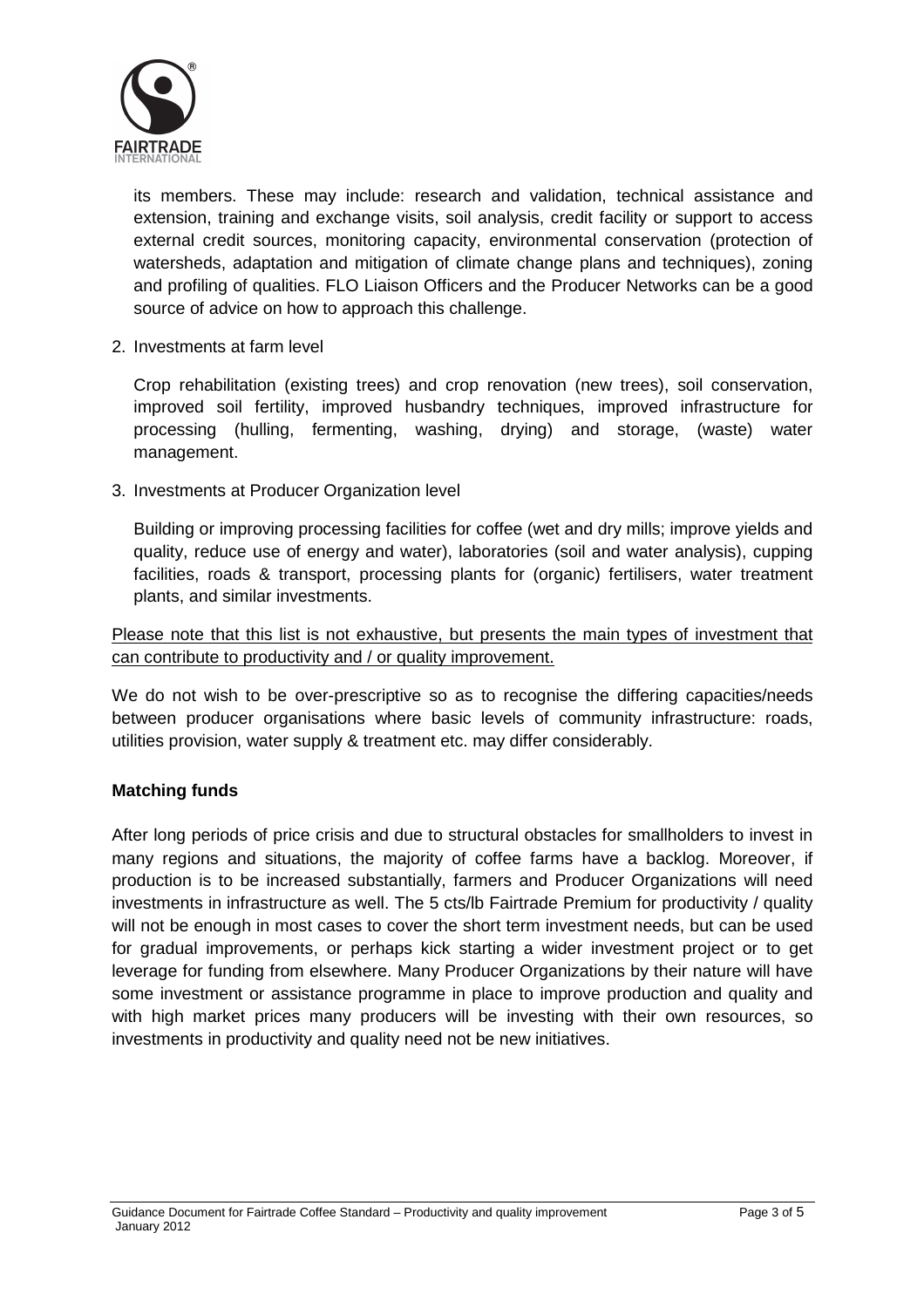its members. These may include: research and validation, technical assistance and extension, training and exchange visits, soil analysis, credit facility or support to access external credit sources, monitoring capacity, environmental conservation (protection of watersheds, adaptation and mitigation of climate change plans and techniques), zoning and profiling of qualities. FLO Liaison Officers and the Producer Networks can be a good source of advice on how to approach this challenge.

2. Investments at farm level

   Crop rehabilitation (existing trees) and crop renovation (new trees), soil conservation, improved soil fertility, improved husbandry techniques, improved infrastructure for processing (hulling, fermenting, washing, drying) and storage, (waste) water management.

3. Investments at Producer Organization level

   Building or improving processing facilities for coffee (wet and dry mills; improve yields and quality, reduce use of energy and water), laboratories (soil and water analysis), cupping facilities, roads & transport, processing plants for (organic) fertilisers, water treatment plants, and similar investments.

<u>Please note that this list is not exhaustive, but presents the main types of investment that can contribute to productivity and / or quality improvement.</u>

We do not wish to be over-prescriptive so as to recognise the differing capacities/needs between producer organisations where basic levels of community infrastructure: roads, utilities provision, water supply & treatment etc. may differ considerably.

**Matching funds**

After long periods of price crisis and due to structural obstacles for smallholders to invest in many regions and situations, the majority of coffee farms have a backlog. Moreover, if production is to be increased substantially, farmers and Producer Organizations will need investments in infrastructure as well. The 5 cts/lb Fairtrade Premium for productivity / quality will not be enough in most cases to cover the short term investment needs, but can be used for gradual improvements, or perhaps kick starting a wider investment project or to get leverage for funding from elsewhere. Many Producer Organizations by their nature will have some investment or assistance programme in place to improve production and quality and with high market prices many producers will be investing with their own resources, so investments in productivity and quality need not be new initiatives.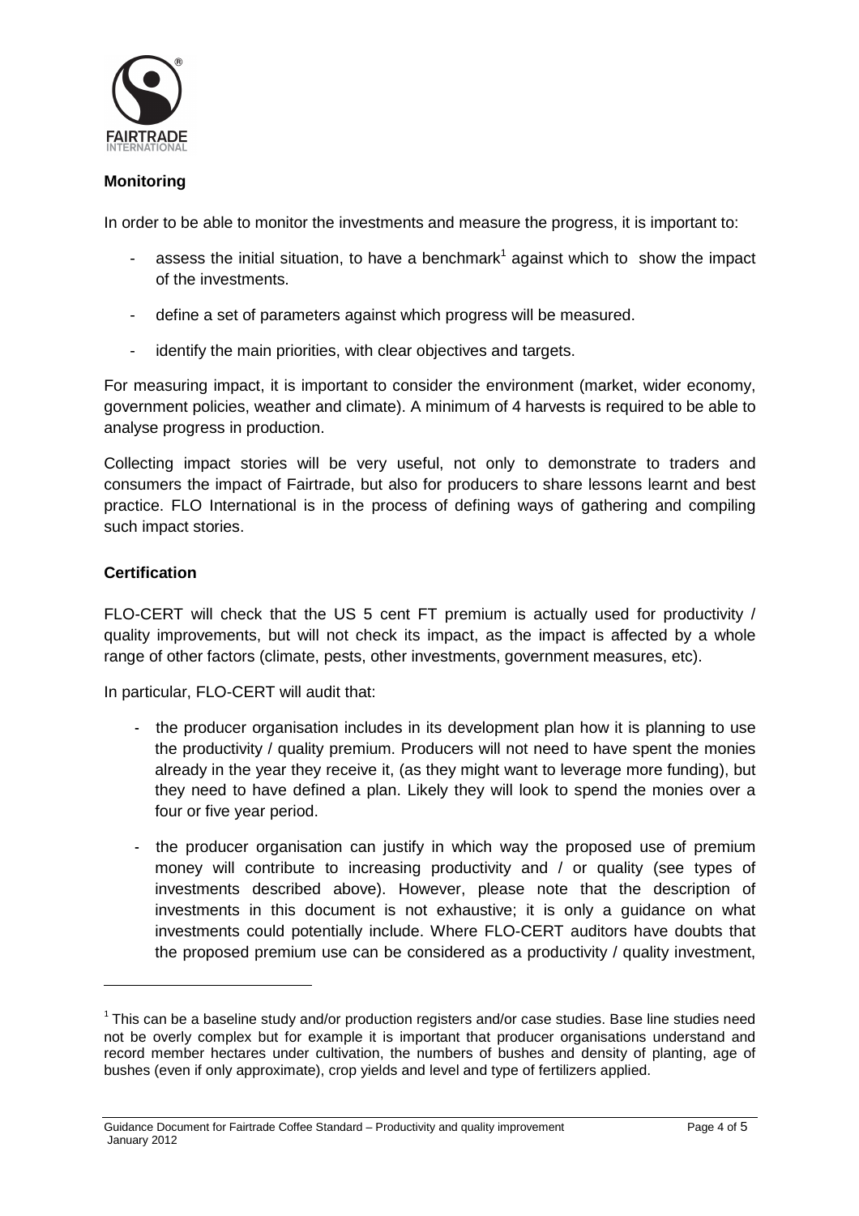## Monitoring

In order to be able to monitor the investments and measure the progress, it is important to:

- assess the initial situation, to have a benchmark[1] against which to show the impact of the investments.
- define a set of parameters against which progress will be measured.
- identify the main priorities, with clear objectives and targets.

For measuring impact, it is important to consider the environment (market, wider economy, government policies, weather and climate). A minimum of 4 harvests is required to be able to analyse progress in production.

Collecting impact stories will be very useful, not only to demonstrate to traders and consumers the impact of Fairtrade, but also for producers to share lessons learnt and best practice. FLO International is in the process of defining ways of gathering and compiling such impact stories.

## Certification

FLO-CERT will check that the US 5 cent FT premium is actually used for productivity / quality improvements, but will not check its impact, as the impact is affected by a whole range of other factors (climate, pests, other investments, government measures, etc).

In particular, FLO-CERT will audit that:

- the producer organisation includes in its development plan how it is planning to use the productivity / quality premium. Producers will not need to have spent the monies already in the year they receive it, (as they might want to leverage more funding), but they need to have defined a plan. Likely they will look to spend the monies over a four or five year period.
- the producer organisation can justify in which way the proposed use of premium money will contribute to increasing productivity and / or quality (see types of investments described above). However, please note that the description of investments in this document is not exhaustive; it is only a guidance on what investments could potentially include. Where FLO-CERT auditors have doubts that the proposed premium use can be considered as a productivity / quality investment,

[1] This can be a baseline study and/or production registers and/or case studies. Base line studies need not be overly complex but for example it is important that producer organisations understand and record member hectares under cultivation, the numbers of bushes and density of planting, age of bushes (even if only approximate), crop yields and level and type of fertilizers applied.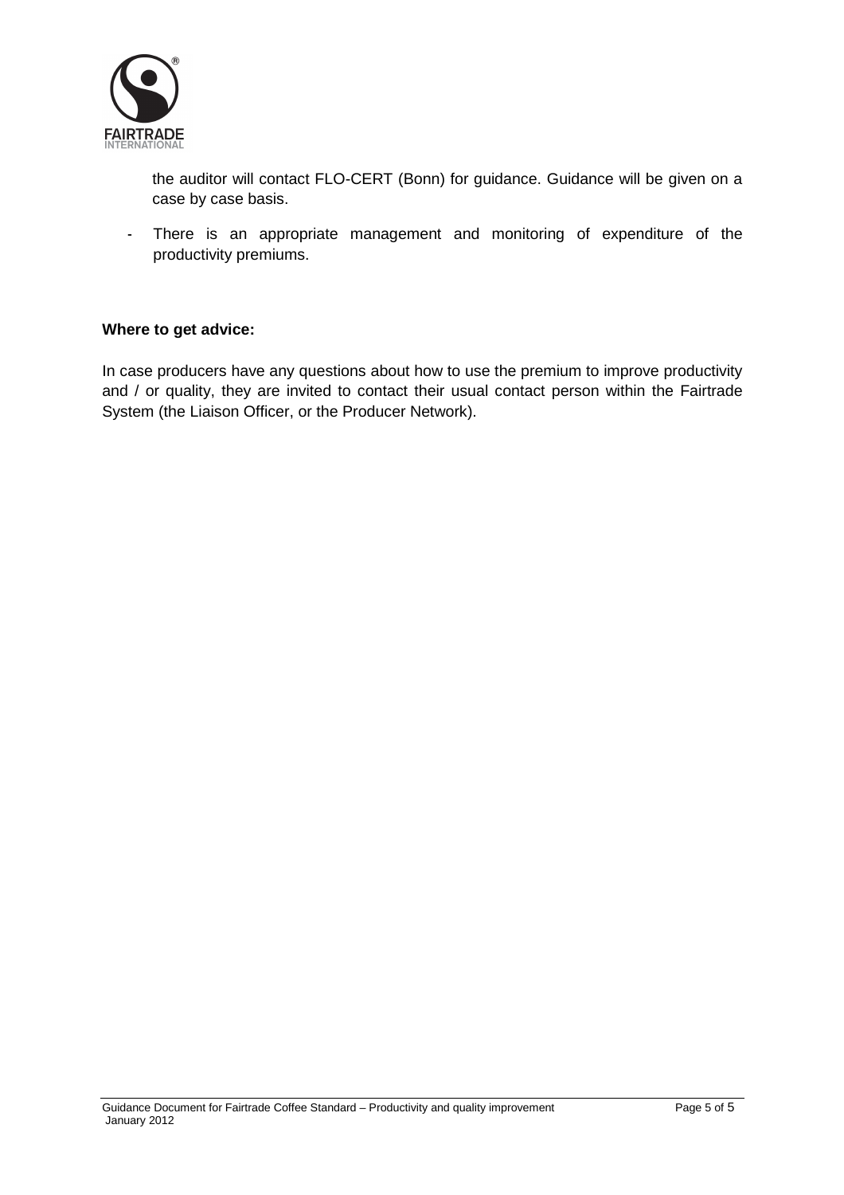the auditor will contact FLO-CERT (Bonn) for guidance. Guidance will be given on a case by case basis.

- There is an appropriate management and monitoring of expenditure of the productivity premiums.

**Where to get advice:**

In case producers have any questions about how to use the premium to improve productivity and / or quality, they are invited to contact their usual contact person within the Fairtrade System (the Liaison Officer, or the Producer Network).